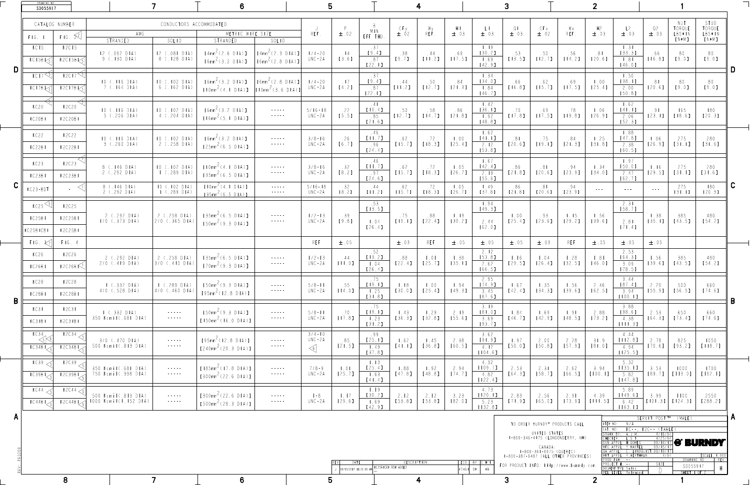| CATALOG NUMBER | | CONDUCTORS ACCOMMODATED | | | | J | P | B | CFy | Wy | H1 | L1 | Q1 | CFx | Wx | H2 | L2 | Q2 | NUT TORQUE LBS•IN [N•M] | STUD TORQUE LBS•IN [N•M] |
|---|---|---|---|---|---|---|---|---|---|---|---|---|---|---|---|---|---|---|---|---|
| | | AWG | | METRIC WIRE SIZE | | | | | | | | | | | | | | | | |
| FIG. 1 | FIG. 2 | STRANDED | SOLID | STRANDED | SOLID | REF. | ±.02 | MIN EFF THD. | ±.02 | REF. | ±.03 | ±.03 | ±.03 | ±.02 | REF. | ±.03 | ±.03 | ±.03 | | |
| KC15 / KC15B1 | K2C15 / K2C15B1 | 12 (.092 DIA) 9 (.130 DIA) | 12 (.081 DIA) 8 (.128 DIA) | 4mm²(2.6 DIA) 6mm²(3.2 DIA) | 4mm²(2.3 DIA) 6mm²(2.8 DIA) | 1/4-20 UNC-2A | .14 [3.6] | .37 [9.4] / .87 [22.1] | .38 [9.7] | .44 [11.2] | .69 [17.5] | 1.19 [30.2] / 1.69 [42.9] | .53 [13.5] | .50 [12.7] | .56 [14.2] | .81 [20.6] | 1.31 [33.3] / 1.81 [46.0] | .66 [16.8] | 80 [9.0] | 80 [9.0] |
| KC17 / KC17B1 | K2C17 / K2C17B1 | 10 (.116 DIA) 7 (.164 DIA) | 10 (.102 DIA) 6 (.162 DIA) | 6mm²(3.2 DIA) 10mm²(4.1 DIA) | 6mm²(2.8 DIA) 10mm²(3.6 DIA) | 1/4-20 UNC-2A | .17 [4.2] | .37 [9.4] / .87 [22.1] | .44 [11.2] | .50 [12.7] | .84 [21.3] | 1.34 [34.0] / 1.84 [46.7] | .66 [16.8] | .62 [15.7] | .69 [17.5] | 1.00 [25.4] | 1.50 [38.1] / 2.00 [50.8] | .81 [20.6] | 80 [9.0] | 80 [9.0] |
| KC20 / KC20B1 | K2C20 / K2C20B1 | 10 (.116 DIA) 5 (.206 DIA) | 10 (.102 DIA) 4 (.204 DIA) | 6mm²(3.2 DIA) 16mm²(5.1 DIA) | ----- | 5/16-18 UNC-2A | .22 [5.5] | .41 [10.4] / .85 [21.6] | .50 [12.7] | .58 [14.7] | .86 [21.8] | 1.42 [36.1] / 1.92 [48.8] | .70 [17.8] | .69 [17.5] | .78 [19.8] | 1.06 [26.9] | 1.62 [41.1] / 2.06 [52.3] | .91 [23.1] | 165 [18.6] | 180 [20.3] |
| KC22 / KC22B1 | K2C22 / K2C22B1 | 10 (.116 DIA) 3 (.260 DIA) | 10 (.102 DIA) 2 (.258 DIA) | 6mm²(3.2 DIA) 25mm²(6.5 DIA) | ----- | 3/8-16 UNC-2A | .26 [6.7] | .46 [11.7] / .96 [24.4] | .62 [15.7] | .72 [18.3] | 1.00 [25.4] | 1.62 [41.1] / 2.12 [53.8] | .81 [20.6] | .75 [19.1] | .84 [21.3] | 1.25 [31.8] | 1.88 [47.8] / 2.38 [60.5] | 1.06 [26.9] | 275 [31.1] | 280 [31.6] |
| KC23 / KC23B1 | K2C23 / K2C23B1 | 8 (.146 DIA) 2 (.292 DIA) | 10 (.102 DIA) 1 (.289 DIA) | 10mm²(4.1 DIA) 35mm²(6.5 DIA) | ----- | 3/8-16 UNC-2A | .32 [8.2] | .46 [11.7] / .97 [24.6] | .62 [15.7] | .72 [18.3] | 1.05 [26.7] | 1.67 [42.4] / 2.19 [55.6] | .86 [21.8] | .81 [20.6] | .94 [23.9] | 1.34 [34.0] | 1.97 [50.0] / 2.47 [62.7] | 1.16 [29.5] | 275 [31.1] | 280 [31.6] |
| KC23-BDT | - | 8 (.146 DIA) 2 (.292 DIA) | 10 (.102 DIA) 1 (.289 DIA) | 10mm²(4.1 DIA) 35mm²(6.5 DIA) | ----- | 5/16-18 UNC-2A | .32 [8.2] | .44 [11.2] | .62 [15.7] | .72 [18.3] | 1.05 [26.7] | 1.49 [37.8] | .86 [21.8] | .81 [20.6] | .94 [23.9] | --- | --- | --- | 275 [31.1] | 180 [20.3] |
| KC25 / KC25B1 / KC25B1CB1 | K2C25 / K2C25B1 / K2C25B1 | 2 (.292 DIA) 1/0 (.373 DIA) | 2 (.258 DIA) 2/0 (.365 DIA) | 35mm²(6.5 DIA) 50mm²(9.3 DIA) | ----- | 1/2-13 UNC-2A | .39 [9.8] | .53 [13.5] / 1.04 [26.4] | .75 [19.1] | .88 [22.4] | 1.19 [30.2] | 1.94 [49.3] / 2.44 [62.0] | 1.00 [25.4] | .93 [23.6] | 1.15 [29.2] | 1.56 [39.6] | 2.31 [58.7] / 2.81 [71.4] | 1.38 [35.1] | 385 [43.5] | 480 [54.2] |
| FIG. 3 | FIG. 4 | | | | | REF | ±.05 | | ±.03 | REF | ±.05 | ±.05 | ±.05 | ±.03 | REF | ±.05 | ±.05 | ±.05 | | |
| KC26 / KC26B1 | K2C26 / K2C26B1 | 2 (.292 DIA) 2/0 (.419 DIA) | 2 (.258 DIA) 3/0 (.410 DIA) | 35mm²(6.5 DIA) 70mm²(9.3 DIA) | ----- | 1/2-13 UNC-2A | .44 [11.0] | .52 [13.2] / 1.04 [26.4] | .88 [22.4] | 1.01 [25.7] | 1.38 [35.1] | 2.12 [53.8] / 2.62 [66.5] | 1.16 [29.5] | 1.04 [26.4] | 1.28 [32.5] | 1.81 [46.0] | 2.53 [64.3] / 3.09 [78.5] | 1.56 [39.6] | 385 [43.5] | 480 [54.2] |
| KC28 / KC28B1 | K2C28 / K2C28B1 | 1 (.332 DIA) 4/0 (.528 DIA) | 1 (.289 DIA) 4/0 (.460 DIA) | 50mm²(9.3 DIA) 95mm²(12.8 DIA) | ----- | 5/8-11 UNC-2A | .55 [14.0] | .75 [19.1] / 1.25 [31.8] | 1.18 [30.0] | 1.00 [25.4] | 1.94 [49.3] | 2.95 [74.9] / 3.45 [87.6] | 1.67 [42.4] | 1.35 [34.3] | 1.56 [39.6] | 2.46 [62.5] | 3.44 [87.4] / 3.94 [100.1] | 2.20 [55.9] | 500 [56.5] | 660 [74.6] |
| KC31 / KC31B1 | K2C31 / K2C31B1 | 1 (.332 DIA) 350 Kcmil(.681 DIA) | ----- | 50mm²(9.3 DIA) 150mm²(16.0 DIA) | ----- | 5/8-11 UNC-2A | .70 [17.8] | .75 [19.1] / 1.23 [31.2] | 1.43 [36.3] | 1.29 [32.8] | 2.19 [55.6] | 3.19 [81.0] / 3.69 [93.7] | 1.84 [46.7] | 1.69 [42.9] | 1.91 [48.5] | 2.88 [73.2] | 3.88 [98.6] / 4.38 [111.3] | 2.53 [64.3] | 650 [73.4] | 660 [74.6] |
| KC34 / KC34B1 | K2C34 / K2C34B1 | 3/0 (.470 DIA) 500 Kcmil(.813 DIA) | ----- | 95mm²(12.8 DIA) 240mm²(20.3 DIA) | ----- | 3/4-10 UNC-2A | .85 [21.5] | .99 [25.1] / 1.49 [37.8] | 1.62 [41.1] | 1.45 [36.8] | 2.38 [60.5] | 3.62 [91.9] / 4.12 [104.6] | 1.97 [50.0] | 2.00 [50.8] | 2.28 [57.9] | 3.19 [81.0] | 4.44 [112.8] / 4.94 [125.5] | 2.78 [70.6] | 825 [93.2] | 1050 [118.7] |
| KC39 / KC39B1 | K2C39 / K2C39B1 | 350 Kcmil(.681 DIA) 750 Kcmil(.998 DIA) | ----- | 185mm²(17.8 DIA) 300mm²(22.6 DIA) | ----- | 7/8-9 UNC-2A | 1.01 [25.7] | 1.13 [25.4] / 1.63 [41.4] | 1.88 [47.8] | 1.92 [48.8] | 2.94 [74.7] | 4.32 [109.7] / 4.82 [122.4] | 2.53 [64.3] | 2.31 [58.7] | 2.62 [66.5] | 3.94 [100.1] | 5.32 [135.1] / 5.82 [147.8] | 3.53 [89.7] | 1000 [113.0] | 1700 [192.1] |
| KC44 / KC44B1 | K2C44 / K2C44B1 | 500 Kcmil(.813 DIA) 1000 Kcmil(1.152 DIA) | ----- | 300mm²(22.6 DIA) 500mm²(28.3 DIA) | ----- | 1-8 UNC-2A | 1.17 [29.6] | 1.19 [30.2] / 1.69 [42.9] | 2.12 [53.8] | 2.12 [53.8] | 3.23 [82.0] | 4.73 [120.1] / 5.23 [132.8] | 2.83 [71.9] | 2.56 [65.0] | 2.91 [73.9] | 4.39 [111.5] | 5.89 [149.6] / 6.42 [163.1] | 3.99 [101.3] | 1100 [124.3] | 2550 [288.2] |

TO ORDER BURNDY® PRODUCTS CALL

UNITED STATES
1-800-346-4175 (LONDONDERRY, NH)

CANADA:
1-800-361-6975 (QUEBEC)
1-800-387-6487 (ALL OTHER PROVINCES)

FOR PRODUCT INFO: http://www.burndy.com

| REV | DATE | DESCRIPTION | ECO | BY | CHK |
|---|---|---|---|---|---|
| | 09/05/2017 11:22:08 AM | KC25B1CB1 ROW ADDED | 47461 | SM | MB |

SERVIT POST™ (MALE)

| | |
|---|---|
| ITEM NO: | N/A |
| CAT. NO: | KC--, K2C-- (TABLE) |
| DRAWN BY: | A.J.M. 4/16/96 |
| CHECKER: | L.S.T. 4/25/96 |
| DSN APPVL: | M GOMES 09/14/17 |
| MFG APPVL: | F MARTEL 09/15/17 |
| QA APPVL: | C LINDQUIST 09/19/17 |
| MKT APPVL: | P NORTHMAN 4/96 |
| PROD. FAM: | -- |
| PROJECT #: | -- |
| DOCUMENT TYPE: | Sales |
| REL LEVEL: | Released |

BURNDY

DRAWING NO: SD055917 — SIZE: D — REV: H — SCALE: 1.000 — SHEET 1 OF 2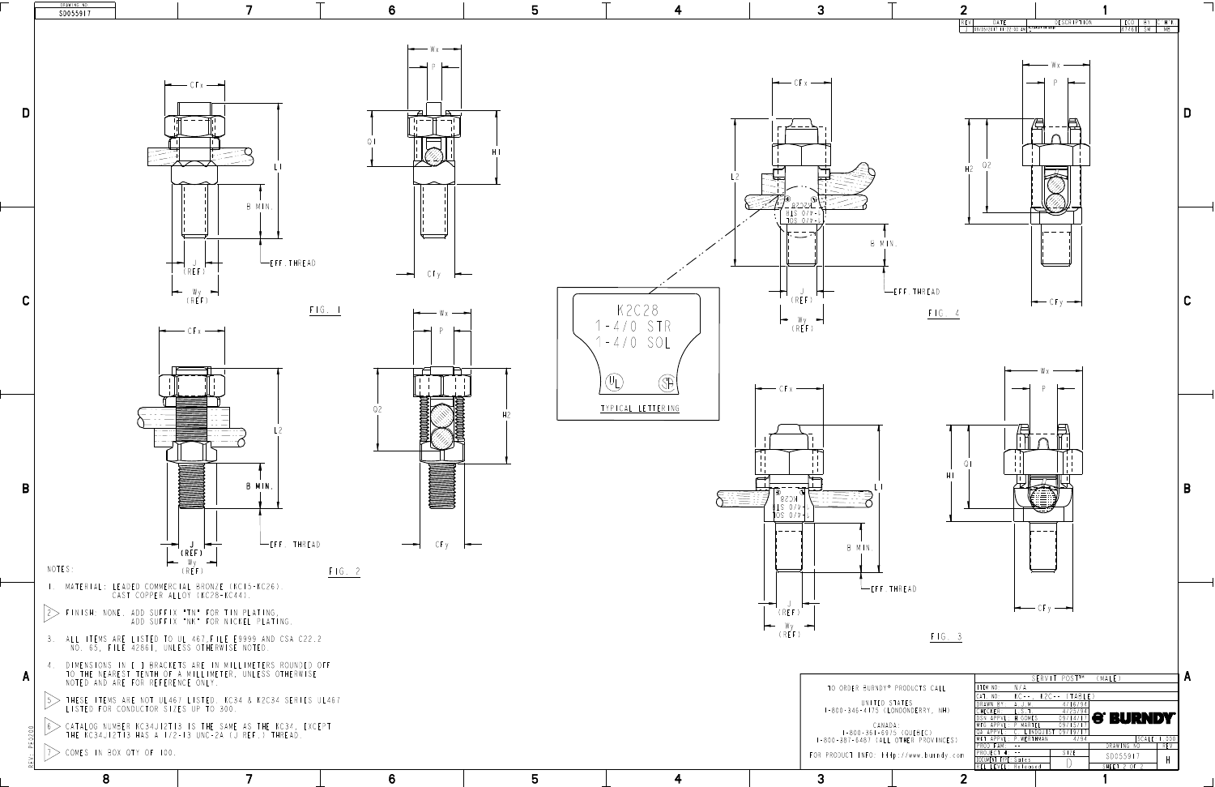NOTES:

1. MATERIAL: LEADED COMMERCIAL BRONZE (KC15-KC26). CAST COPPER ALLOY (KC28-KC44).
2. FINISH: NONE. ADD SUFFIX "TN" FOR TIN PLATING. ADD SUFFIX "NK" FOR NICKEL PLATING.
3. ALL ITEMS ARE LISTED TO UL 467, FILE E9999 AND CSA C22.2 NO. 65, FILE 42861, UNLESS OTHERWISE NOTED.
4. DIMENSIONS IN [ ] BRACKETS ARE IN MILLIMETERS ROUNDED OFF TO THE NEAREST TENTH OF A MILLIMETER, UNLESS OTHERWISE NOTED AND ARE FOR REFERENCE ONLY.
5. THESE ITEMS ARE NOT UL467 LISTED. KC34 & K2C34 SERIES UL467 LISTED FOR CONDUCTOR SIZES UP TO 300.
6. CATALOG NUMBER KC34J12T13 IS THE SAME AS THE KC34, EXCEPT THE KC34J12T13 HAS A 1/2-13 UNC-2A (J REF.) THREAD.
7. COMES IN BOX QTY OF 100.

FIG. 1

FIG. 2

FIG. 3

FIG. 4

TYPICAL LETTERING

K2C28
1-4/0 STR
1-4/0 SOL

TO ORDER BURNDY® PRODUCTS CALL

UNITED STATES
1-800-346-4175 (LONDONDERRY, NH)

CANADA:
1-800-361-6975 (QUEBEC)
1-800-387-6487 (ALL OTHER PROVINCES)

FOR PRODUCT INFO: http://www.burndy.com

SERVIT POST™ (MALE)

| | |
|---|---|
| ITEM NO. | N/A |
| CAT. NO. | KC--, K2C-- (TABLE) |
| DRAWN BY: | A.J.M. 4/16/94 |
| CHECKED | L.S.T. 4/25/94 |
| DSN APPVL: | H.GOMES 09/14/11 |
| MFG APPVL: | P.MARTEL 09/15/11 |
| QA APPVL: | C. LINDQUIST 09/19/11 |
| MKT APPVL: | P.WERTHMAN 4/94 |
| PROD FAM: | -- |
| PROJECT #: | -- |
| DOCUMENT TYPE: | Sales |
| REL LEVEL: | Released |
| SIZE | D |
| DRAWING NO. | SD055917 |
| REV. | H |
| SCALE | 1.000 |
| SHEET | 2 OF 2 |

BURNDY